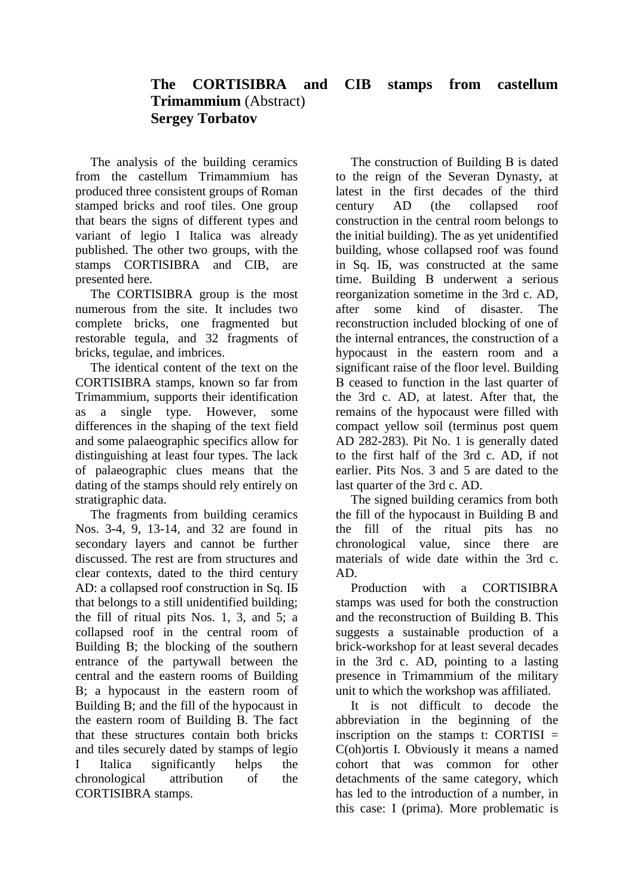## The CORTISIBRA and CIB stamps from castellum Trimammium (Abstract)

**Sergey Torbatov**

The analysis of the building ceramics from the castellum Trimammium has produced three consistent groups of Roman stamped bricks and roof tiles. One group that bears the signs of different types and variant of legio I Italica was already published. The other two groups, with the stamps CORTISIBRA and CIB, are presented here.

The CORTISIBRA group is the most numerous from the site. It includes two complete bricks, one fragmented but restorable tegula, and 32 fragments of bricks, tegulae, and imbrices.

The identical content of the text on the CORTISIBRA stamps, known so far from Trimammium, supports their identification as a single type. However, some differences in the shaping of the text field and some palaeographic specifics allow for distinguishing at least four types. The lack of palaeographic clues means that the dating of the stamps should rely entirely on stratigraphic data.

The fragments from building ceramics Nos. 3-4, 9, 13-14, and 32 are found in secondary layers and cannot be further discussed. The rest are from structures and clear contexts, dated to the third century AD: a collapsed roof construction in Sq. IБ that belongs to a still unidentified building; the fill of ritual pits Nos. 1, 3, and 5; a collapsed roof in the central room of Building B; the blocking of the southern entrance of the partywall between the central and the eastern rooms of Building B; a hypocaust in the eastern room of Building B; and the fill of the hypocaust in the eastern room of Building B. The fact that these structures contain both bricks and tiles securely dated by stamps of legio I Italica significantly helps the chronological attribution of the CORTISIBRA stamps.

The construction of Building B is dated to the reign of the Severan Dynasty, at latest in the first decades of the third century AD (the collapsed roof construction in the central room belongs to the initial building). The as yet unidentified building, whose collapsed roof was found in Sq. IБ, was constructed at the same time. Building B underwent a serious reorganization sometime in the 3rd c. AD, after some kind of disaster. The reconstruction included blocking of one of the internal entrances, the construction of a hypocaust in the eastern room and a significant raise of the floor level. Building B ceased to function in the last quarter of the 3rd c. AD, at latest. After that, the remains of the hypocaust were filled with compact yellow soil (terminus post quem AD 282-283). Pit No. 1 is generally dated to the first half of the 3rd c. AD, if not earlier. Pits Nos. 3 and 5 are dated to the last quarter of the 3rd c. AD.

The signed building ceramics from both the fill of the hypocaust in Building B and the fill of the ritual pits has no chronological value, since there are materials of wide date within the 3rd c. AD.

Production with a CORTISIBRA stamps was used for both the construction and the reconstruction of Building B. This suggests a sustainable production of a brick-workshop for at least several decades in the 3rd c. AD, pointing to a lasting presence in Trimammium of the military unit to which the workshop was affiliated.

It is not difficult to decode the abbreviation in the beginning of the inscription on the stamps t: CORTISI = C(oh)ortis I. Obviously it means a named cohort that was common for other detachments of the same category, which has led to the introduction of a number, in this case: I (prima). More problematic is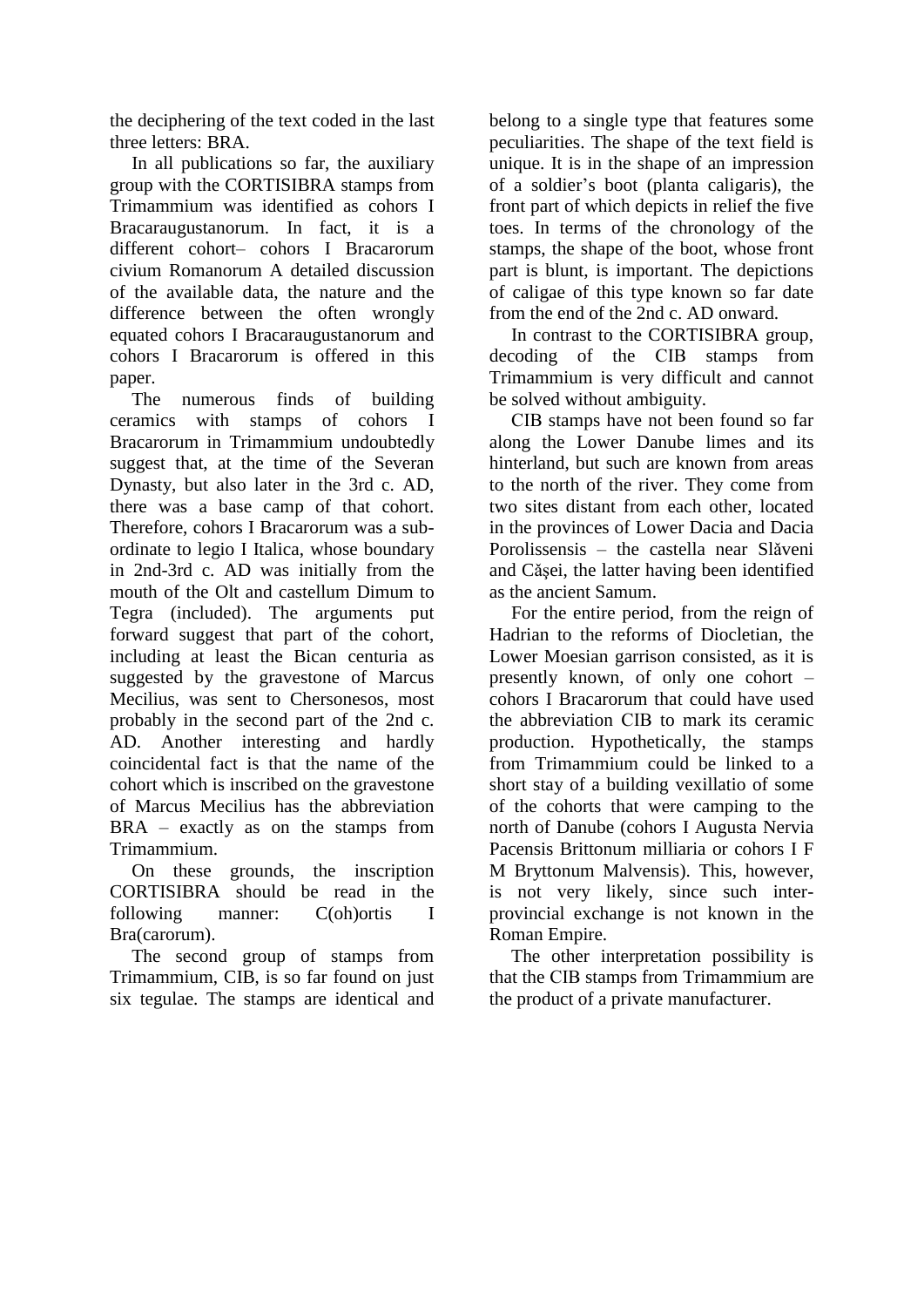the deciphering of the text coded in the last three letters: BRA.

In all publications so far, the auxiliary group with the CORTISIBRA stamps from Trimammium was identified as cohors I Bracaraugustanorum. In fact, it is a different cohort– cohors I Bracarorum civium Romanorum A detailed discussion of the available data, the nature and the difference between the often wrongly equated cohors I Bracaraugustanorum and cohors I Bracarorum is offered in this paper.

The numerous finds of building ceramics with stamps of cohors I Bracarorum in Trimammium undoubtedly suggest that, at the time of the Severan Dynasty, but also later in the 3rd c. AD, there was a base camp of that cohort. Therefore, cohors I Bracarorum was a sub-ordinate to legio I Italica, whose boundary in 2nd-3rd c. AD was initially from the mouth of the Olt and castellum Dimum to Tegra (included). The arguments put forward suggest that part of the cohort, including at least the Bican centuria as suggested by the gravestone of Marcus Mecilius, was sent to Chersonesos, most probably in the second part of the 2nd c. AD. Another interesting and hardly coincidental fact is that the name of the cohort which is inscribed on the gravestone of Marcus Mecilius has the abbreviation BRA – exactly as on the stamps from Trimammium.

On these grounds, the inscription CORTISIBRA should be read in the following manner: C(oh)ortis I Bra(carorum).

The second group of stamps from Trimammium, CIB, is so far found on just six tegulae. The stamps are identical and belong to a single type that features some peculiarities. The shape of the text field is unique. It is in the shape of an impression of a soldier's boot (planta caligaris), the front part of which depicts in relief the five toes. In terms of the chronology of the stamps, the shape of the boot, whose front part is blunt, is important. The depictions of caligae of this type known so far date from the end of the 2nd c. AD onward.

In contrast to the CORTISIBRA group, decoding of the CIB stamps from Trimammium is very difficult and cannot be solved without ambiguity.

CIB stamps have not been found so far along the Lower Danube limes and its hinterland, but such are known from areas to the north of the river. They come from two sites distant from each other, located in the provinces of Lower Dacia and Dacia Porolissensis – the castella near Slăveni and Cășei, the latter having been identified as the ancient Samum.

For the entire period, from the reign of Hadrian to the reforms of Diocletian, the Lower Moesian garrison consisted, as it is presently known, of only one cohort – cohors I Bracarorum that could have used the abbreviation CIB to mark its ceramic production. Hypothetically, the stamps from Trimammium could be linked to a short stay of a building vexillatio of some of the cohorts that were camping to the north of Danube (cohors I Augusta Nervia Pacensis Brittonum milliaria or cohors I F M Bryttonum Malvensis). This, however, is not very likely, since such inter-provincial exchange is not known in the Roman Empire.

The other interpretation possibility is that the CIB stamps from Trimammium are the product of a private manufacturer.